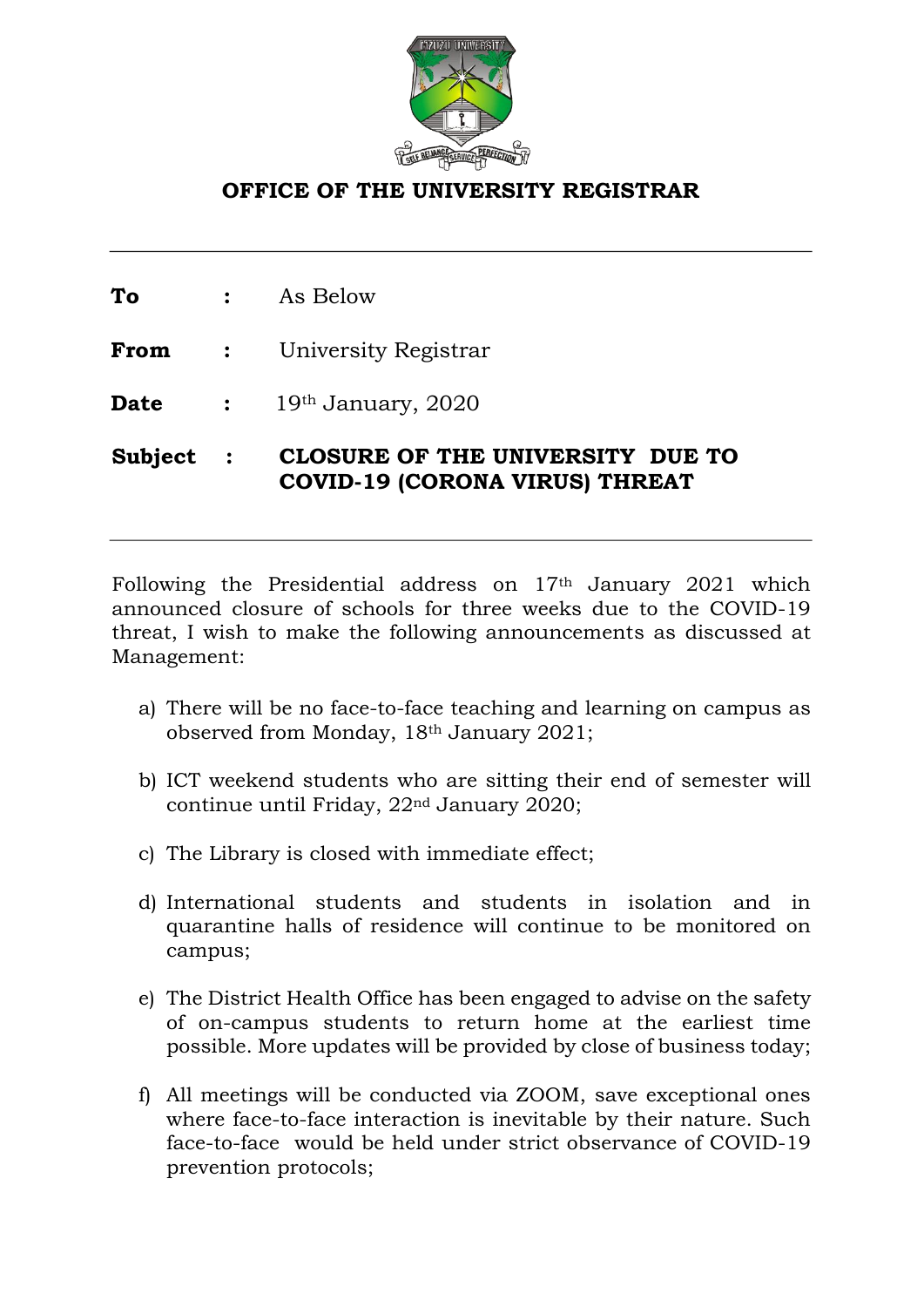## OFFICE OF THE UNIVERSITY REGISTRAR

---

**To** : As Below

**From** : University Registrar

**Date** : 19th January, 2020

**Subject** : **CLOSURE OF THE UNIVERSITY DUE TO COVID-19 (CORONA VIRUS) THREAT**

---

Following the Presidential address on 17th January 2021 which announced closure of schools for three weeks due to the COVID-19 threat, I wish to make the following announcements as discussed at Management:

a) There will be no face-to-face teaching and learning on campus as observed from Monday, 18th January 2021;

b) ICT weekend students who are sitting their end of semester will continue until Friday, 22nd January 2020;

c) The Library is closed with immediate effect;

d) International students and students in isolation and in quarantine halls of residence will continue to be monitored on campus;

e) The District Health Office has been engaged to advise on the safety of on-campus students to return home at the earliest time possible. More updates will be provided by close of business today;

f) All meetings will be conducted via ZOOM, save exceptional ones where face-to-face interaction is inevitable by their nature. Such face-to-face would be held under strict observance of COVID-19 prevention protocols;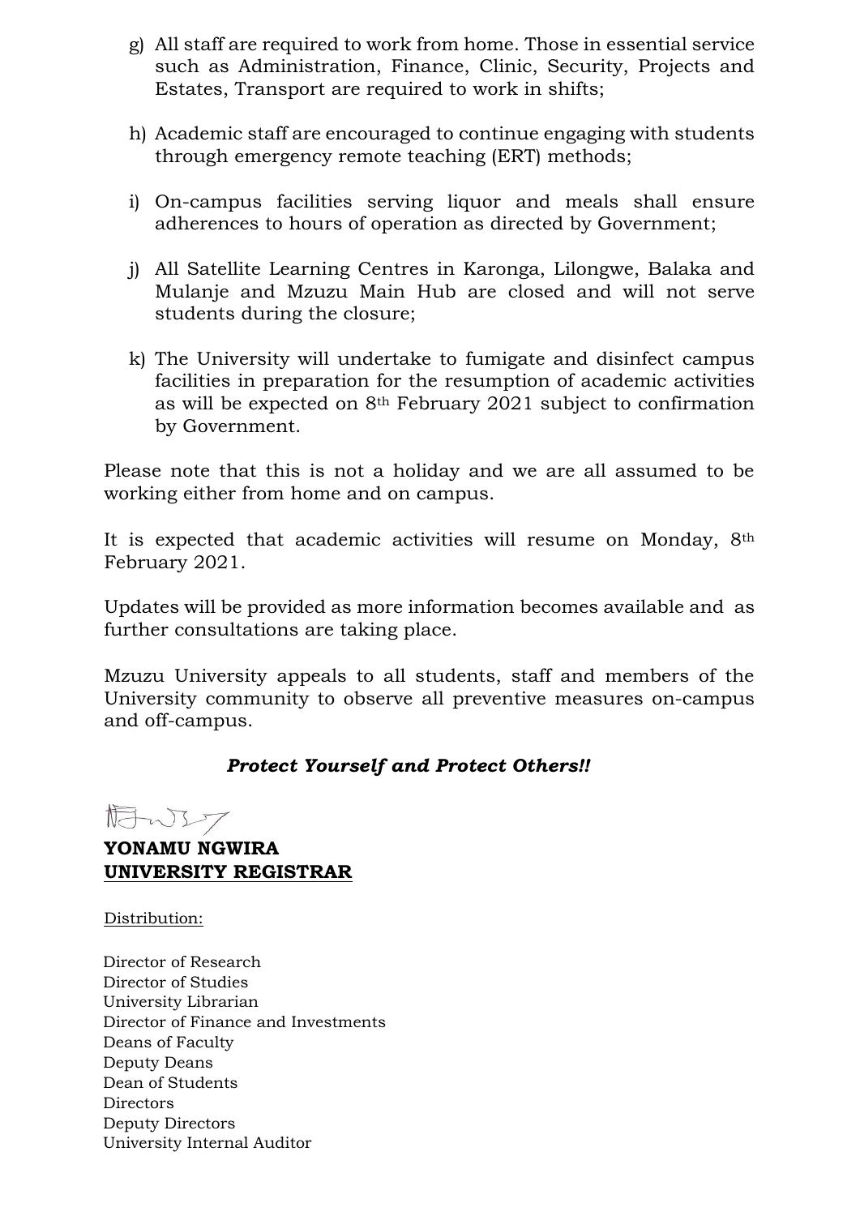g) All staff are required to work from home. Those in essential service such as Administration, Finance, Clinic, Security, Projects and Estates, Transport are required to work in shifts;

h) Academic staff are encouraged to continue engaging with students through emergency remote teaching (ERT) methods;

i) On-campus facilities serving liquor and meals shall ensure adherences to hours of operation as directed by Government;

j) All Satellite Learning Centres in Karonga, Lilongwe, Balaka and Mulanje and Mzuzu Main Hub are closed and will not serve students during the closure;

k) The University will undertake to fumigate and disinfect campus facilities in preparation for the resumption of academic activities as will be expected on 8th February 2021 subject to confirmation by Government.

Please note that this is not a holiday and we are all assumed to be working either from home and on campus.

It is expected that academic activities will resume on Monday, 8th February 2021.

Updates will be provided as more information becomes available and as further consultations are taking place.

Mzuzu University appeals to all students, staff and members of the University community to observe all preventive measures on-campus and off-campus.

***Protect Yourself and Protect Others!!***

**YONAMU NGWIRA**
**<u>UNIVERSITY REGISTRAR</u>**

<u>Distribution:</u>

Director of Research
Director of Studies
University Librarian
Director of Finance and Investments
Deans of Faculty
Deputy Deans
Dean of Students
Directors
Deputy Directors
University Internal Auditor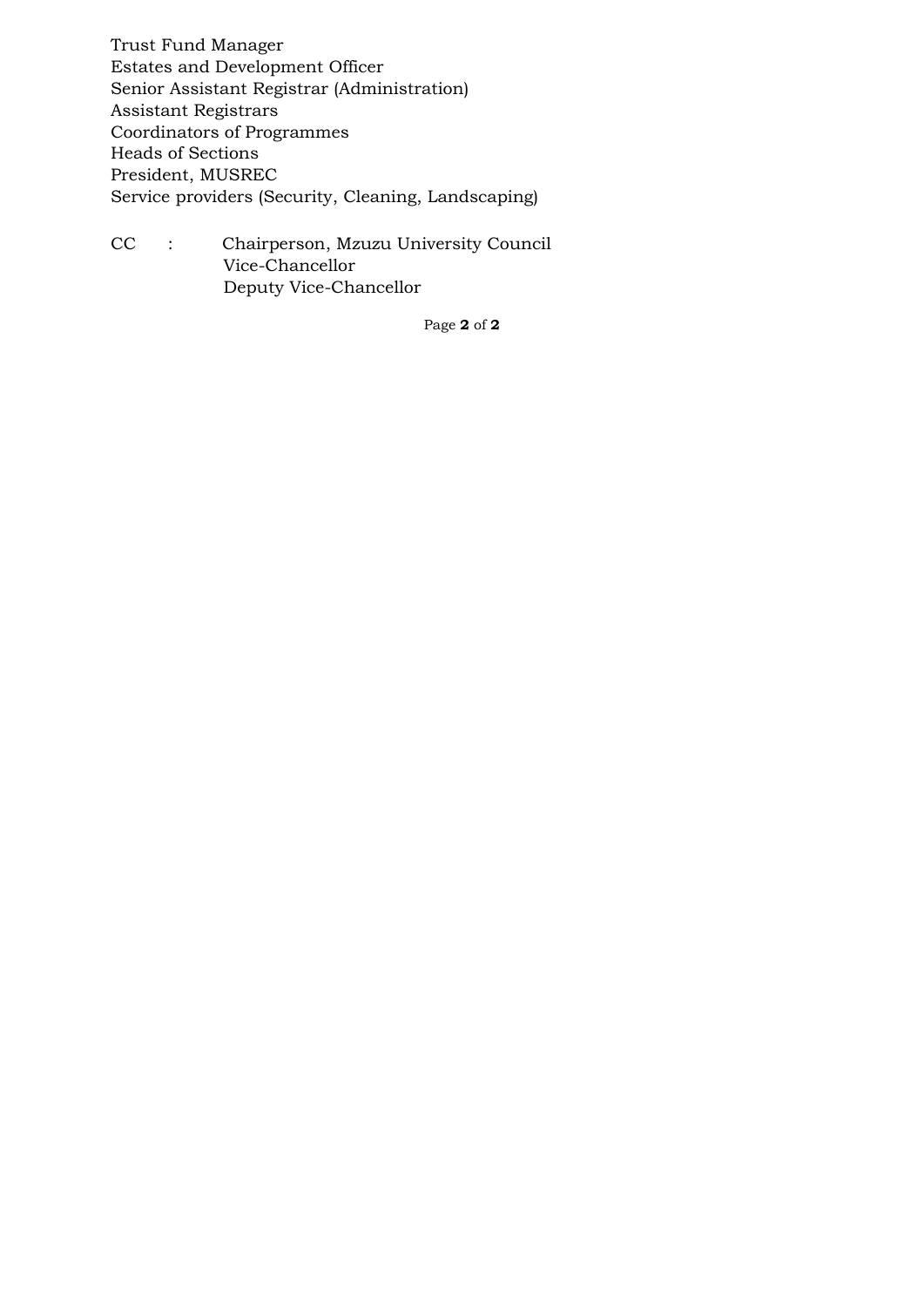Trust Fund Manager
Estates and Development Officer
Senior Assistant Registrar (Administration)
Assistant Registrars
Coordinators of Programmes
Heads of Sections
President, MUSREC
Service providers (Security, Cleaning, Landscaping)

CC : Chairperson, Mzuzu University Council
Vice-Chancellor
Deputy Vice-Chancellor